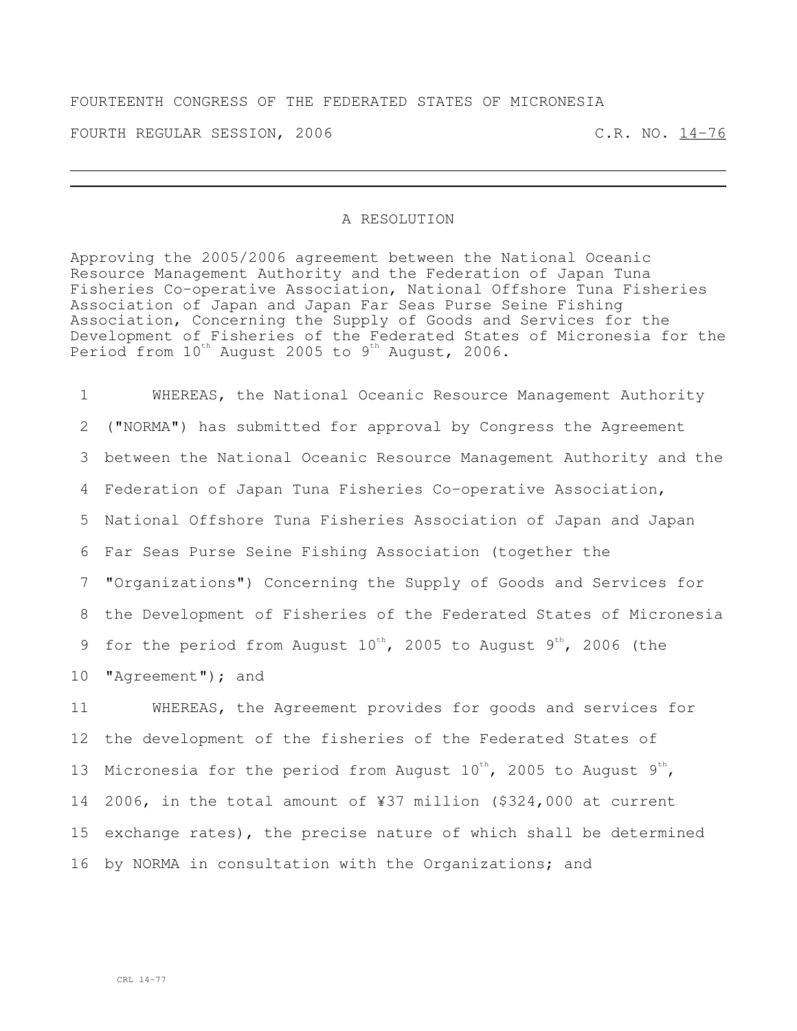FOURTEENTH CONGRESS OF THE FEDERATED STATES OF MICRONESIA

FOURTH REGULAR SESSION, 2006 C.R. NO. 14-76

---

A RESOLUTION

Approving the 2005/2006 agreement between the National Oceanic Resource Management Authority and the Federation of Japan Tuna Fisheries Co-operative Association, National Offshore Tuna Fisheries Association of Japan and Japan Far Seas Purse Seine Fishing Association, Concerning the Supply of Goods and Services for the Development of Fisheries of the Federated States of Micronesia for the Period from 10th August 2005 to 9th August, 2006.

1 WHEREAS, the National Oceanic Resource Management Authority
2 ("NORMA") has submitted for approval by Congress the Agreement
3 between the National Oceanic Resource Management Authority and the
4 Federation of Japan Tuna Fisheries Co-operative Association,
5 National Offshore Tuna Fisheries Association of Japan and Japan
6 Far Seas Purse Seine Fishing Association (together the
7 "Organizations") Concerning the Supply of Goods and Services for
8 the Development of Fisheries of the Federated States of Micronesia
9 for the period from August 10th, 2005 to August 9th, 2006 (the
10 "Agreement"); and

11 WHEREAS, the Agreement provides for goods and services for
12 the development of the fisheries of the Federated States of
13 Micronesia for the period from August 10th, 2005 to August 9th,
14 2006, in the total amount of ¥37 million ($324,000 at current
15 exchange rates), the precise nature of which shall be determined
16 by NORMA in consultation with the Organizations; and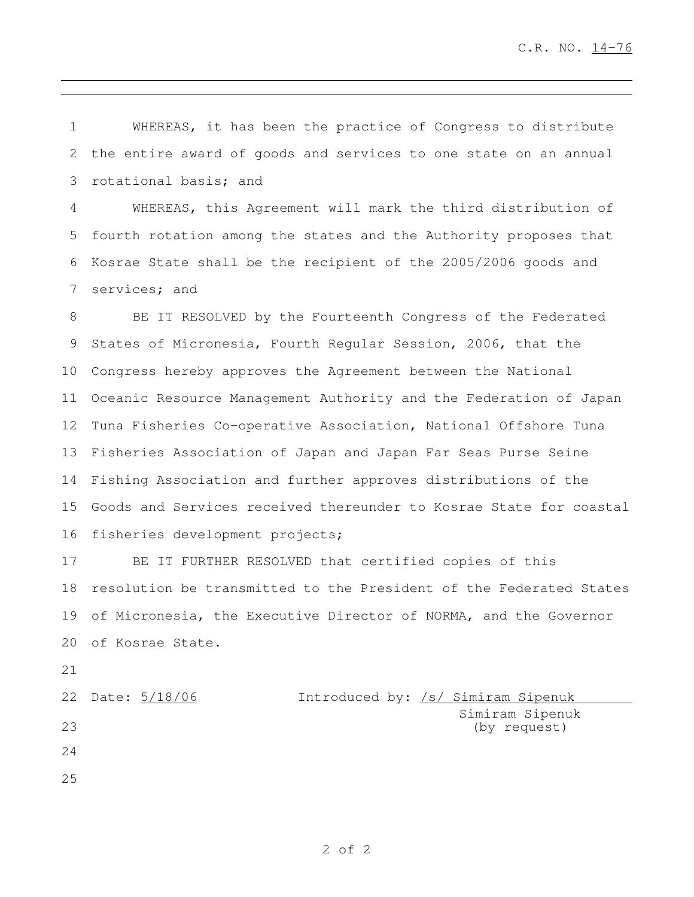C.R. NO. 14-76

WHEREAS, it has been the practice of Congress to distribute the entire award of goods and services to one state on an annual rotational basis; and

WHEREAS, this Agreement will mark the third distribution of fourth rotation among the states and the Authority proposes that Kosrae State shall be the recipient of the 2005/2006 goods and services; and

BE IT RESOLVED by the Fourteenth Congress of the Federated States of Micronesia, Fourth Regular Session, 2006, that the Congress hereby approves the Agreement between the National Oceanic Resource Management Authority and the Federation of Japan Tuna Fisheries Co-operative Association, National Offshore Tuna Fisheries Association of Japan and Japan Far Seas Purse Seine Fishing Association and further approves distributions of the Goods and Services received thereunder to Kosrae State for coastal fisheries development projects;

BE IT FURTHER RESOLVED that certified copies of this resolution be transmitted to the President of the Federated States of Micronesia, the Executive Director of NORMA, and the Governor of Kosrae State.

Date: 5/18/06

Introduced by: /s/ Simiram Sipenuk
Simiram Sipenuk
(by request)